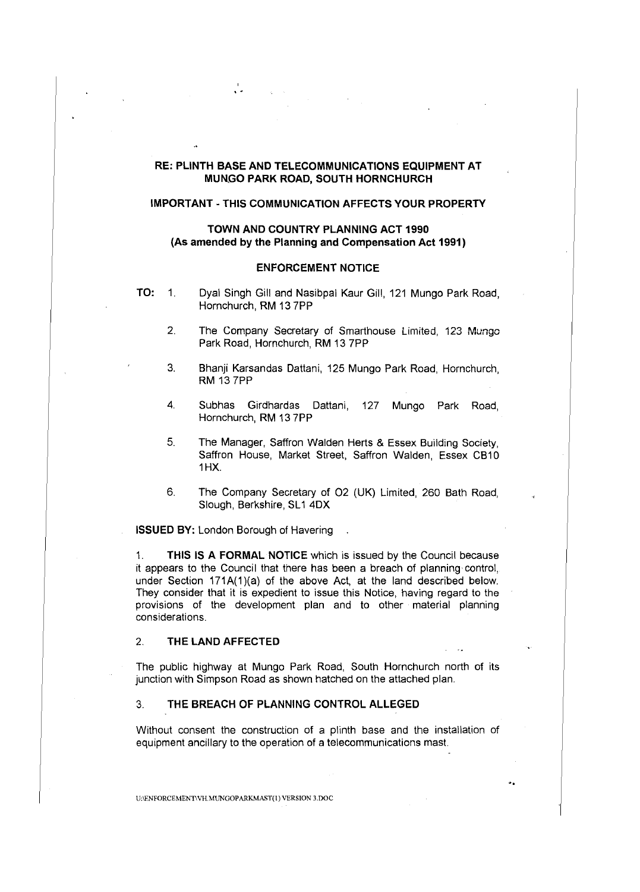**RE: PLINTH BASE AND TELECOMMUNICATIONS EQUIPMENT AT MUNGO PARK ROAD, SOUTH HORNCHURCH**

**IMPORTANT - THIS COMMUNICATION AFFECTS YOUR PROPERTY**

**TOWN AND COUNTRY PLANNING ACT 1990**
**(As amended by the Planning and Compensation Act 1991)**

**ENFORCEMENT NOTICE**

**TO:**

1. Dyal Singh Gill and Nasibpal Kaur Gill, 121 Mungo Park Road, Hornchurch, RM 13 7PP
2. The Company Secretary of Smarthouse Limited, 123 Mungo Park Road, Hornchurch, RM 13 7PP
3. Bhanji Karsandas Dattani, 125 Mungo Park Road, Hornchurch, RM 13 7PP
4. Subhas Girdhardas Dattani, 127 Mungo Park Road, Hornchurch, RM 13 7PP
5. The Manager, Saffron Walden Herts & Essex Building Society, Saffron House, Market Street, Saffron Walden, Essex CB10 1HX.
6. The Company Secretary of O2 (UK) Limited, 260 Bath Road, Slough, Berkshire, SL1 4DX

**ISSUED BY:** London Borough of Havering

1. **THIS IS A FORMAL NOTICE** which is issued by the Council because it appears to the Council that there has been a breach of planning control, under Section 171A(1)(a) of the above Act, at the land described below. They consider that it is expedient to issue this Notice, having regard to the provisions of the development plan and to other material planning considerations.

## 2. THE LAND AFFECTED

The public highway at Mungo Park Road, South Hornchurch north of its junction with Simpson Road as shown hatched on the attached plan.

## 3. THE BREACH OF PLANNING CONTROL ALLEGED

Without consent the construction of a plinth base and the installation of equipment ancillary to the operation of a telecommunications mast.

U:\ENFORCEMENT\VH.MUNGOPARKMAST(1) VERSION 3.DOC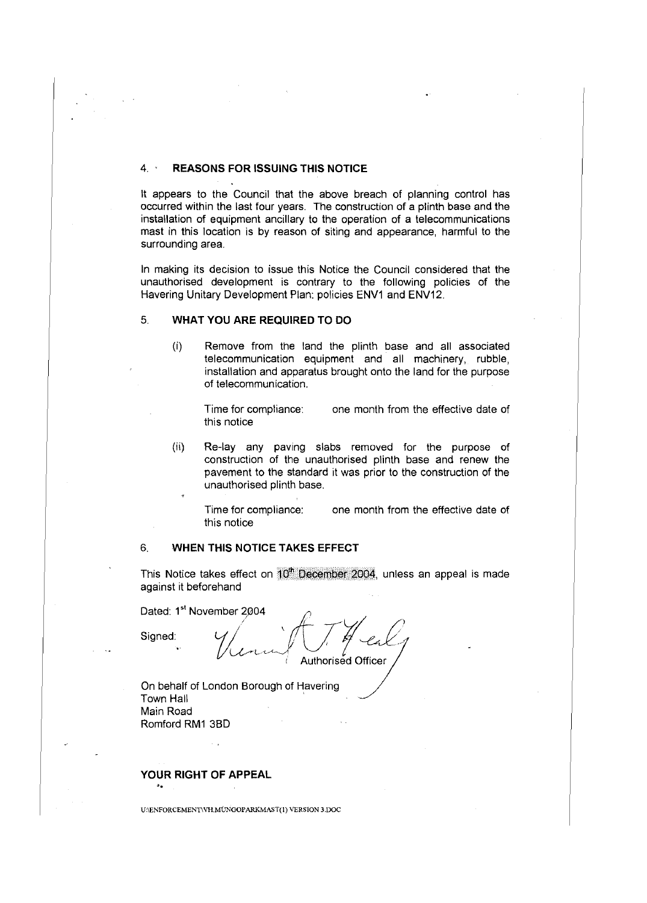## 4. REASONS FOR ISSUING THIS NOTICE

It appears to the Council that the above breach of planning control has occurred within the last four years. The construction of a plinth base and the installation of equipment ancillary to the operation of a telecommunications mast in this location is by reason of siting and appearance, harmful to the surrounding area.

In making its decision to issue this Notice the Council considered that the unauthorised development is contrary to the following policies of the Havering Unitary Development Plan: policies ENV1 and ENV12.

## 5. WHAT YOU ARE REQUIRED TO DO

(i) Remove from the land the plinth base and all associated telecommunication equipment and all machinery, rubble, installation and apparatus brought onto the land for the purpose of telecommunication.

Time for compliance: one month from the effective date of this notice

(ii) Re-lay any paving slabs removed for the purpose of construction of the unauthorised plinth base and renew the pavement to the standard it was prior to the construction of the unauthorised plinth base.

Time for compliance: one month from the effective date of this notice

## 6. WHEN THIS NOTICE TAKES EFFECT

This Notice takes effect on 10th December 2004, unless an appeal is made against it beforehand

Dated: 1st November 2004

Signed: Authorised Officer

On behalf of London Borough of Havering
Town Hall
Main Road
Romford RM1 3BD

## YOUR RIGHT OF APPEAL

U:\ENFORCEMENT\VH.MUNGOPARKMAST(1) VERSION 3.DOC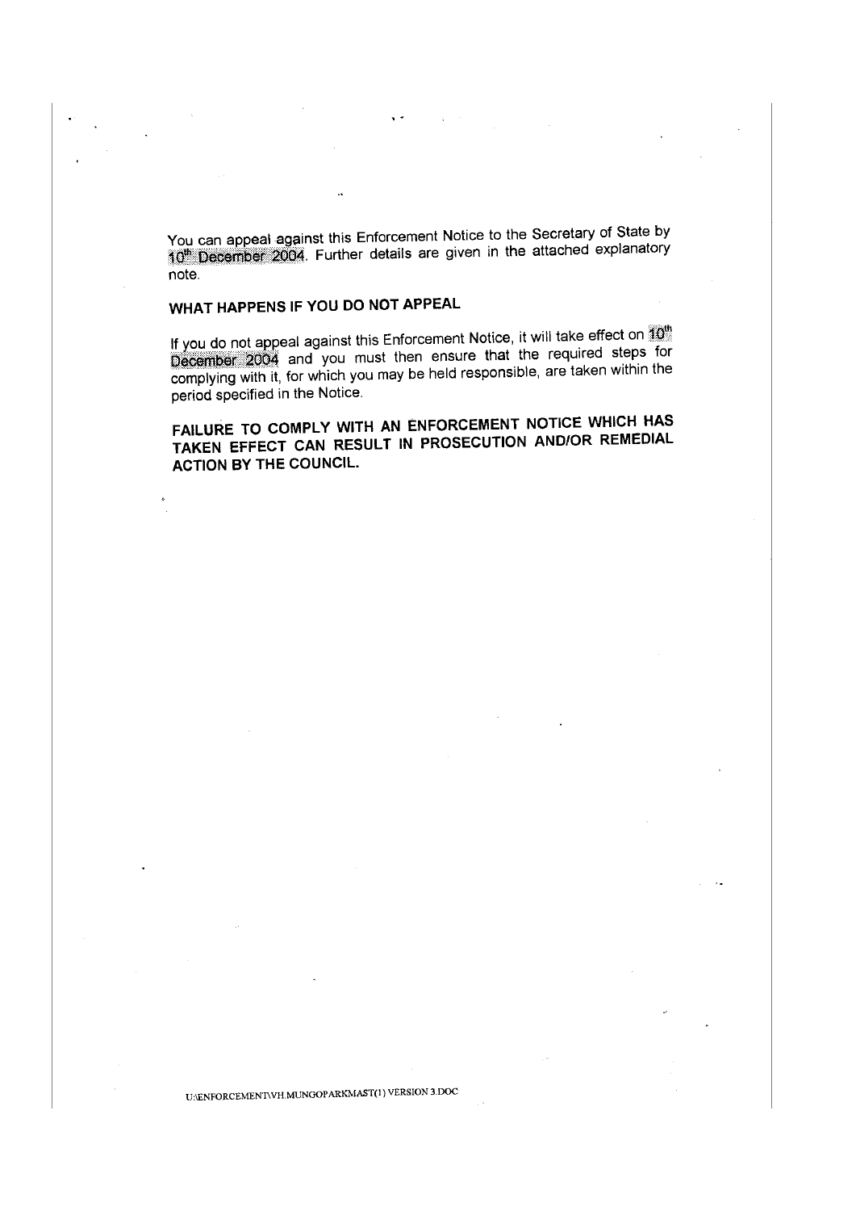You can appeal against this Enforcement Notice to the Secretary of State by 10th December 2004. Further details are given in the attached explanatory note.

## WHAT HAPPENS IF YOU DO NOT APPEAL

If you do not appeal against this Enforcement Notice, it will take effect on 10th December 2004 and you must then ensure that the required steps for complying with it, for which you may be held responsible, are taken within the period specified in the Notice.

**FAILURE TO COMPLY WITH AN ENFORCEMENT NOTICE WHICH HAS TAKEN EFFECT CAN RESULT IN PROSECUTION AND/OR REMEDIAL ACTION BY THE COUNCIL.**

U:\ENFORCEMENT\VH.MUNGOPARKMAST(1) VERSION 3.DOC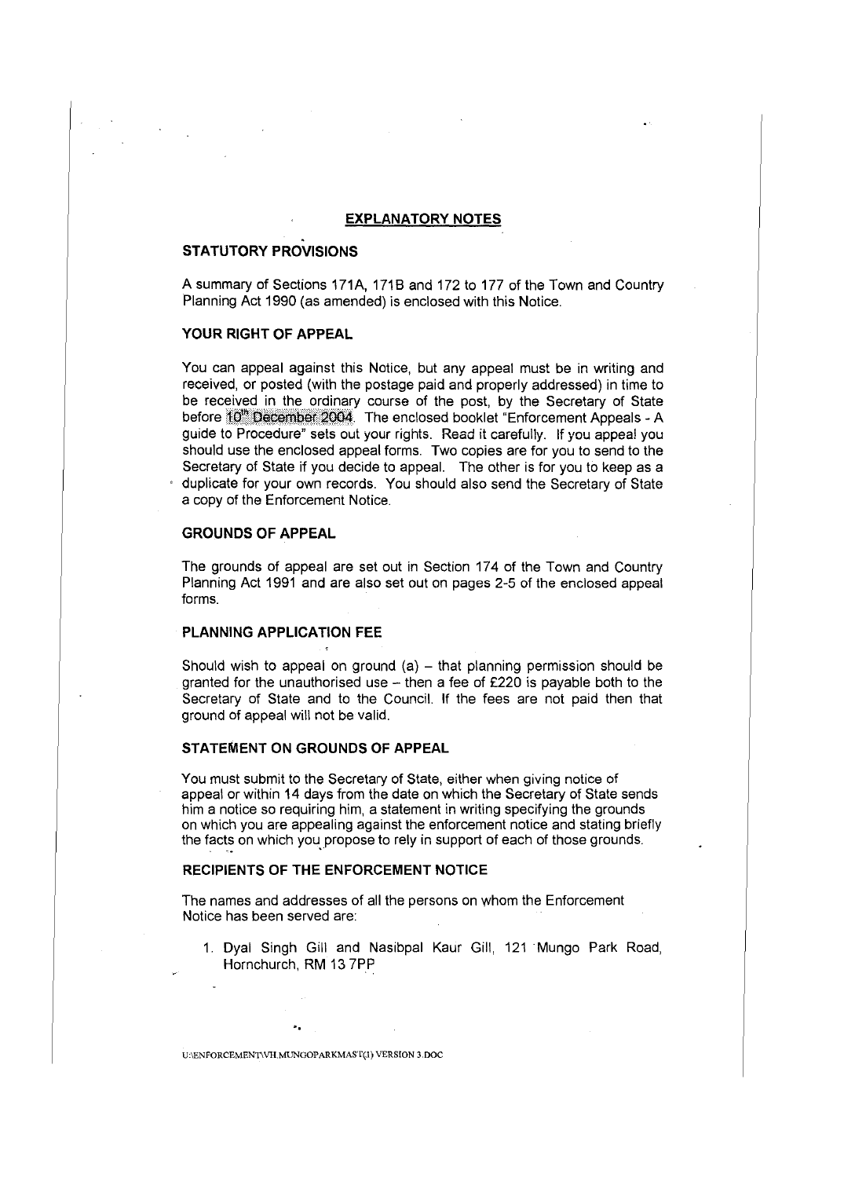## EXPLANATORY NOTES

### STATUTORY PROVISIONS

A summary of Sections 171A, 171B and 172 to 177 of the Town and Country Planning Act 1990 (as amended) is enclosed with this Notice.

### YOUR RIGHT OF APPEAL

You can appeal against this Notice, but any appeal must be in writing and received, or posted (with the postage paid and properly addressed) in time to be received in the ordinary course of the post, by the Secretary of State before 10th December 2004. The enclosed booklet "Enforcement Appeals - A guide to Procedure" sets out your rights. Read it carefully. If you appeal you should use the enclosed appeal forms. Two copies are for you to send to the Secretary of State if you decide to appeal. The other is for you to keep as a duplicate for your own records. You should also send the Secretary of State a copy of the Enforcement Notice.

### GROUNDS OF APPEAL

The grounds of appeal are set out in Section 174 of the Town and Country Planning Act 1991 and are also set out on pages 2-5 of the enclosed appeal forms.

### PLANNING APPLICATION FEE

Should wish to appeal on ground (a) – that planning permission should be granted for the unauthorised use – then a fee of £220 is payable both to the Secretary of State and to the Council. If the fees are not paid then that ground of appeal will not be valid.

### STATEMENT ON GROUNDS OF APPEAL

You must submit to the Secretary of State, either when giving notice of appeal or within 14 days from the date on which the Secretary of State sends him a notice so requiring him, a statement in writing specifying the grounds on which you are appealing against the enforcement notice and stating briefly the facts on which you propose to rely in support of each of those grounds.

### RECIPIENTS OF THE ENFORCEMENT NOTICE

The names and addresses of all the persons on whom the Enforcement Notice has been served are:

1. Dyal Singh Gill and Nasibpal Kaur Gill, 121 Mungo Park Road, Hornchurch, RM 13 7PP

U:\ENFORCEMENT\VH.MUNGOPARKMAST(1) VERSION 3.DOC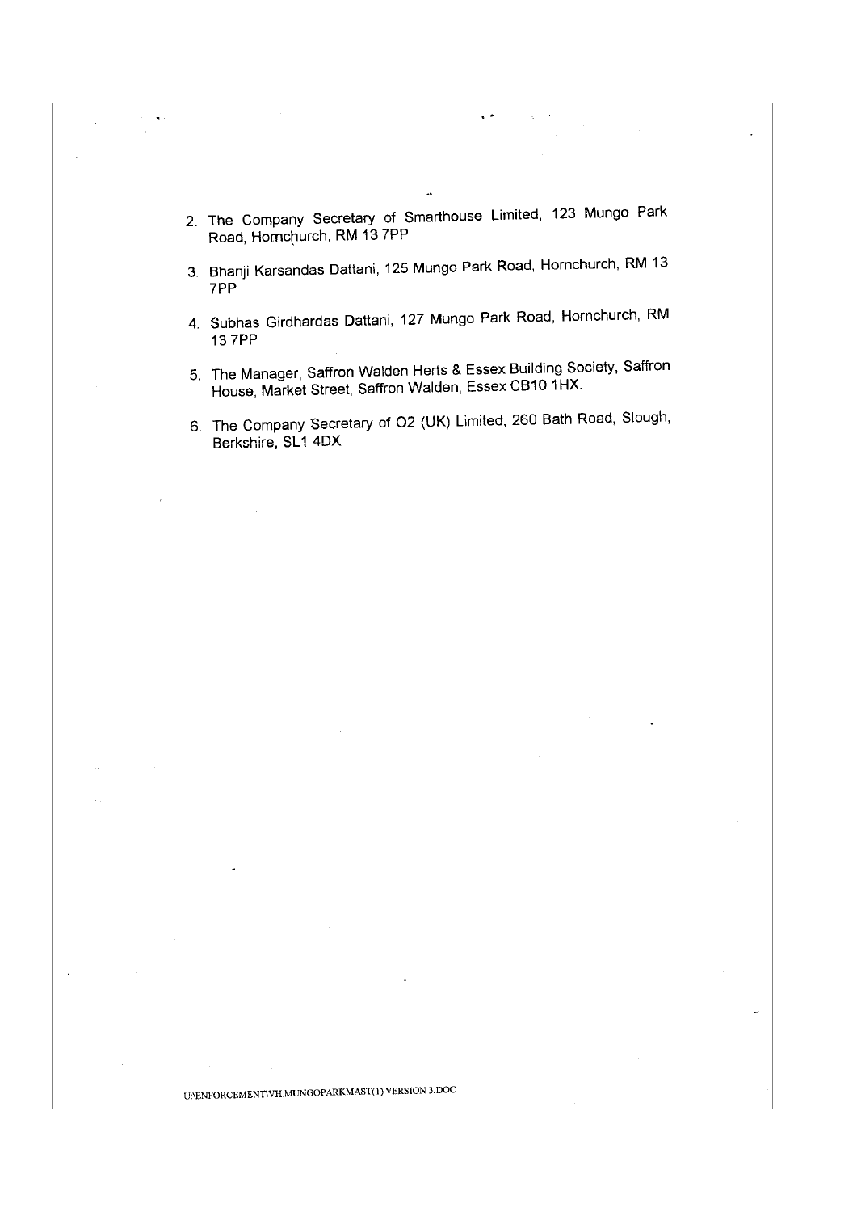2. The Company Secretary of Smarthouse Limited, 123 Mungo Park Road, Hornchurch, RM 13 7PP

3. Bhanji Karsandas Dattani, 125 Mungo Park Road, Hornchurch, RM 13 7PP

4. Subhas Girdhardas Dattani, 127 Mungo Park Road, Hornchurch, RM 13 7PP

5. The Manager, Saffron Walden Herts & Essex Building Society, Saffron House, Market Street, Saffron Walden, Essex CB10 1HX.

6. The Company Secretary of O2 (UK) Limited, 260 Bath Road, Slough, Berkshire, SL1 4DX

U:\ENFORCEMENT\VH.MUNGOPARKMAST(1) VERSION 3.DOC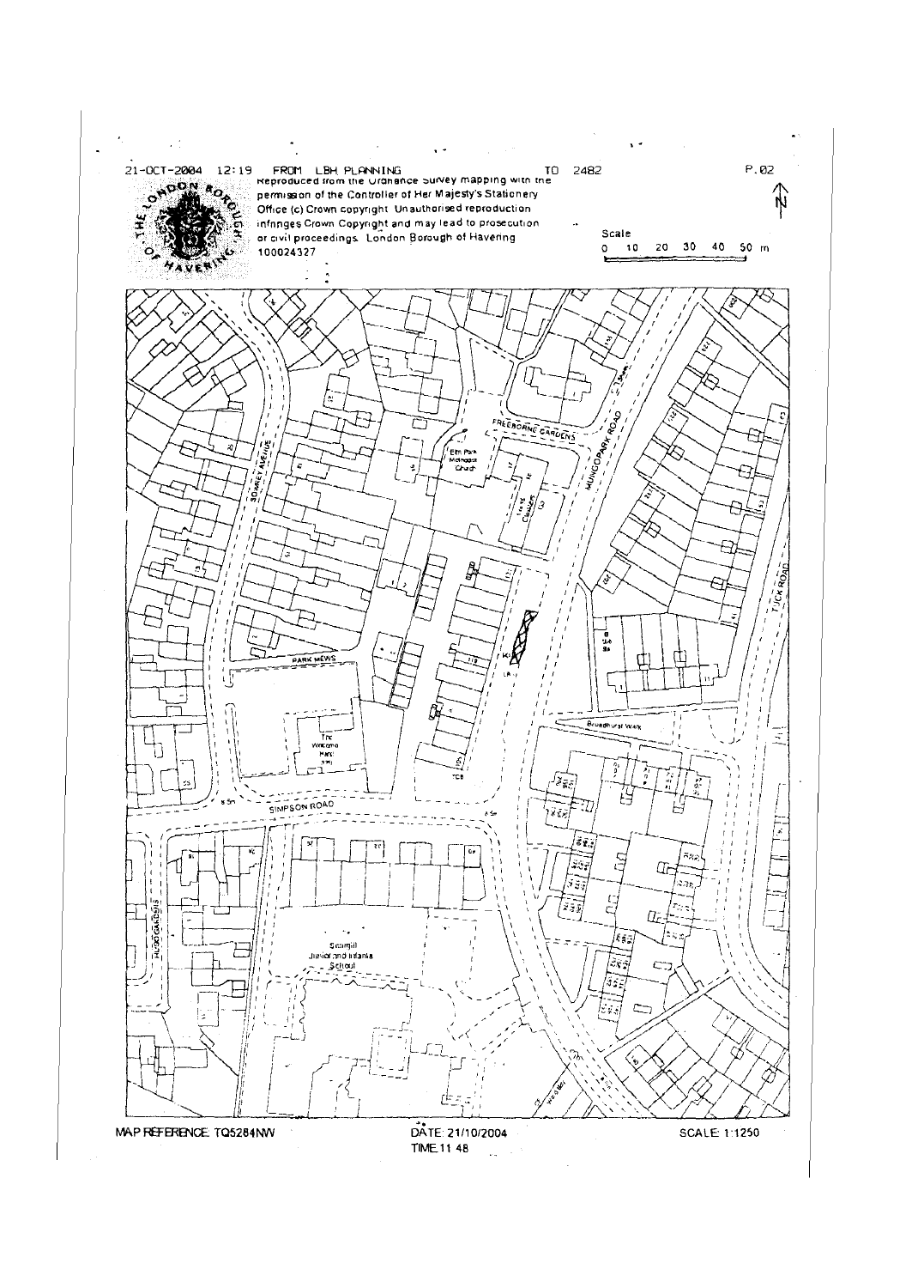21-OCT-2004 12:19 FROM LBH PLANNING TO 2482 P.02

Reproduced from the Ordnance Survey mapping with the permission of the Controller of Her Majesty's Stationery Office (c) Crown copyright. Unauthorised reproduction infringes Crown Copyright and may lead to prosecution or civil proceedings. London Borough of Havering 100024327

N

Scale

0 10 20 30 40 50 m

FREEBORNE GARDENS

MUNGOPARK ROAD

Elm Park Methodist Church

PARK MEWS

The Welcome Hall

Broadhurst Walk

SIMPSON ROAD

Scotthill Junior and Infants School

MAP REFERENCE: TQ5284NW

DATE: 21/10/2004

TIME 11 48

SCALE: 1:1250